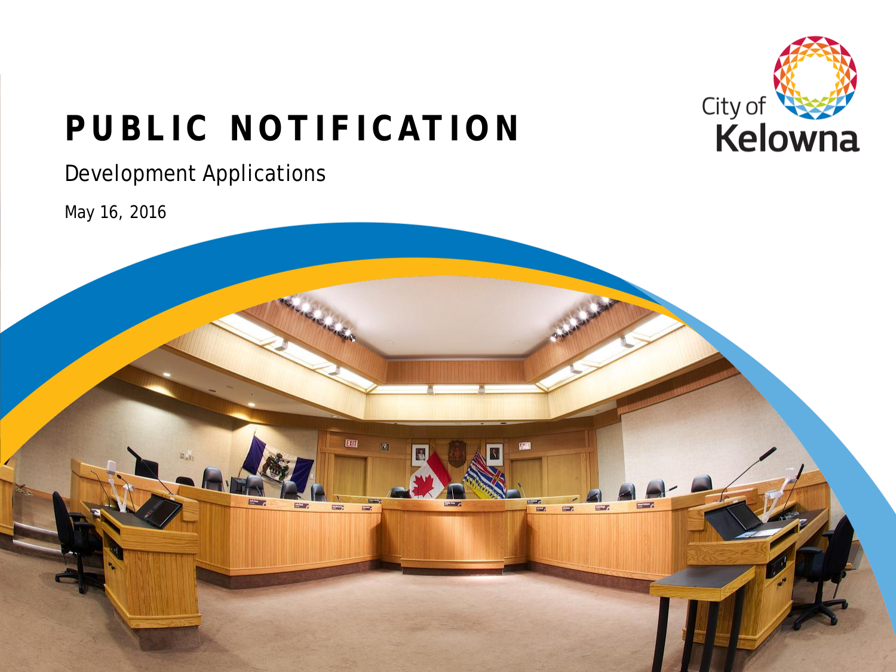# PUBLIC NOTIFICATION

Development Applications

May 16, 2016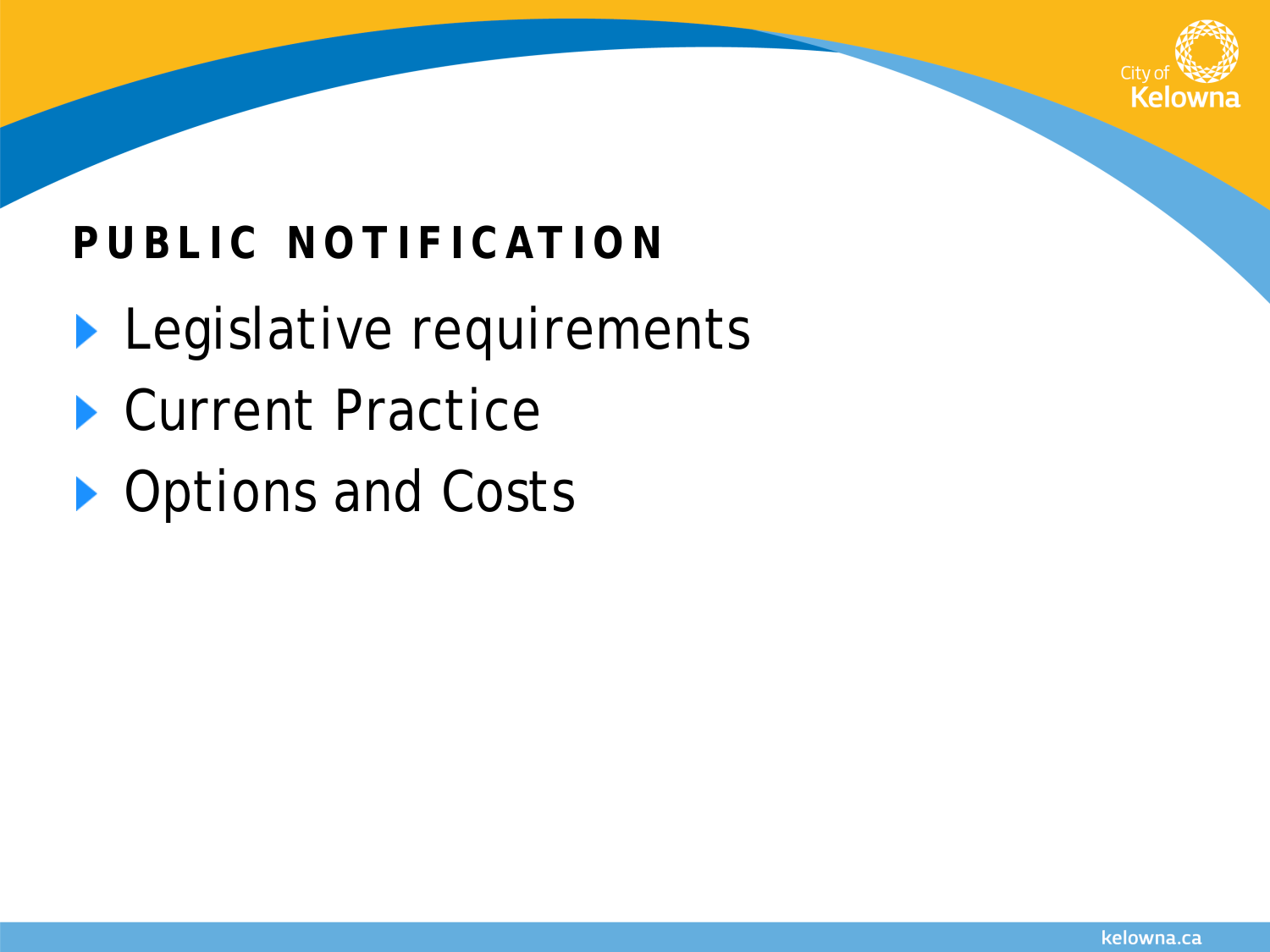## PUBLIC NOTIFICATION

- Legislative requirements
- Current Practice
- Options and Costs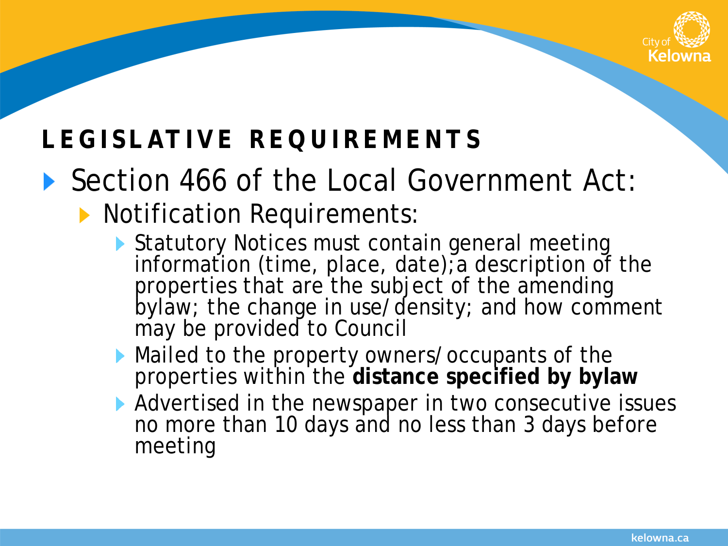## LEGISLATIVE REQUIREMENTS

- Section 466 of the Local Government Act:
  - Notification Requirements:
    - Statutory Notices must contain general meeting information (time, place, date);a description of the properties that are the subject of the amending bylaw; the change in use/density; and how comment may be provided to Council
    - Mailed to the property owners/occupants of the properties within the **distance specified by bylaw**
    - Advertised in the newspaper in two consecutive issues no more than 10 days and no less than 3 days before meeting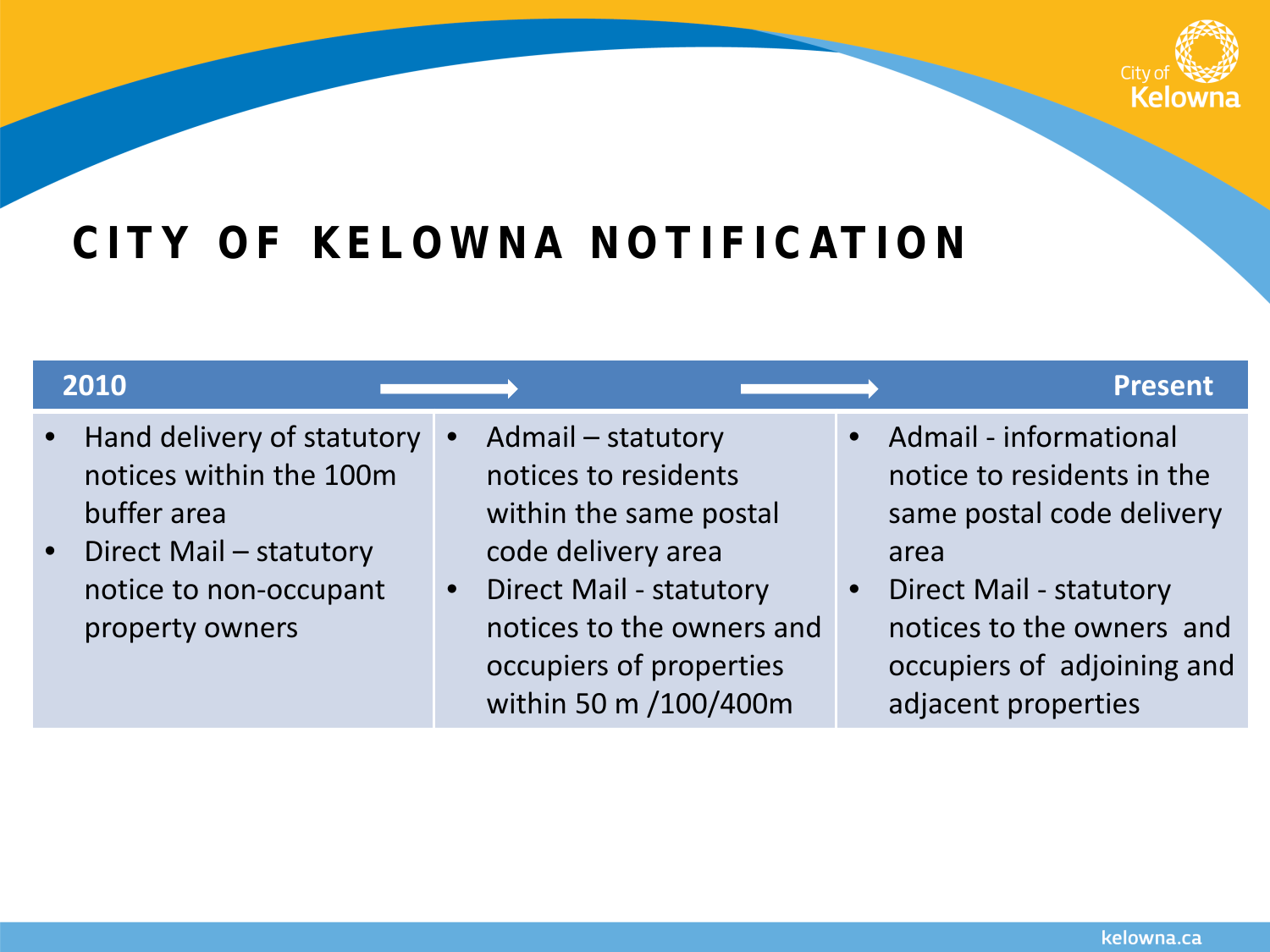# CITY OF KELOWNA NOTIFICATION

| 2010 | → | → Present |
| --- | --- | --- |
| • Hand delivery of statutory notices within the 100m buffer area<br>• Direct Mail – statutory notice to non-occupant property owners | • Admail – statutory notices to residents within the same postal code delivery area<br>• Direct Mail - statutory notices to the owners and occupiers of properties within 50 m /100/400m | • Admail - informational notice to residents in the same postal code delivery area<br>• Direct Mail - statutory notices to the owners and occupiers of adjoining and adjacent properties |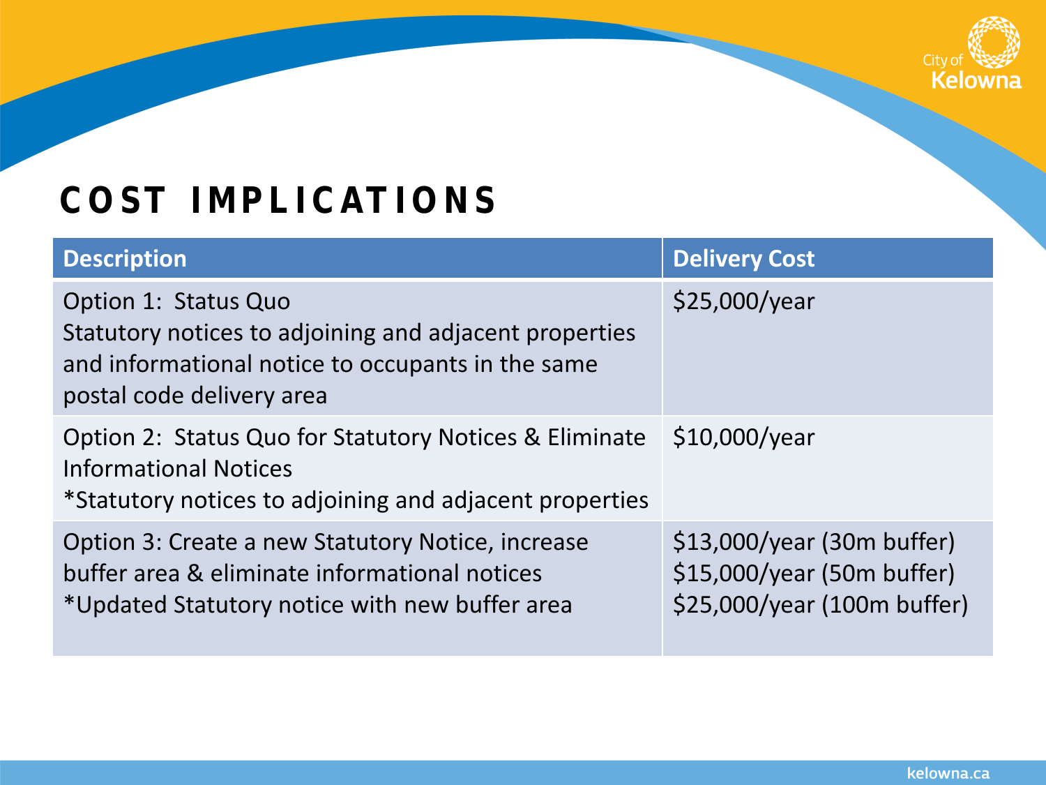# COST IMPLICATIONS

| Description | Delivery Cost |
|---|---|
| Option 1: Status Quo<br>Statutory notices to adjoining and adjacent properties and informational notice to occupants in the same postal code delivery area | $25,000/year |
| Option 2: Status Quo for Statutory Notices & Eliminate Informational Notices<br>*Statutory notices to adjoining and adjacent properties | $10,000/year |
| Option 3: Create a new Statutory Notice, increase buffer area & eliminate informational notices<br>*Updated Statutory notice with new buffer area | $13,000/year (30m buffer)<br>$15,000/year (50m buffer)<br>$25,000/year (100m buffer) |